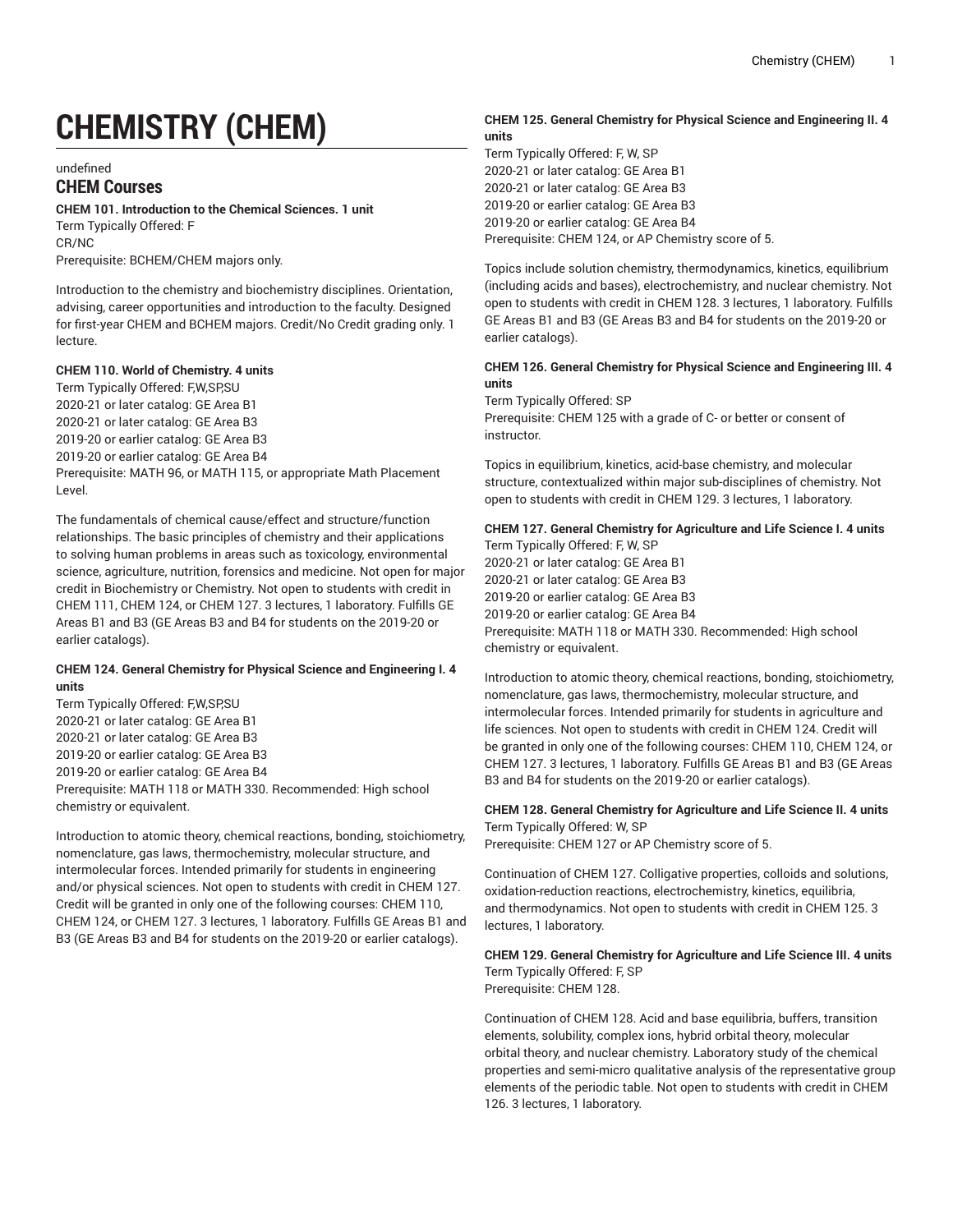# CHEMISTRY (CHEM)

undefined

## CHEM Courses

**CHEM 101. Introduction to the Chemical Sciences. 1 unit**
Term Typically Offered: F
CR/NC
Prerequisite: BCHEM/CHEM majors only.

Introduction to the chemistry and biochemistry disciplines. Orientation, advising, career opportunities and introduction to the faculty. Designed for first-year CHEM and BCHEM majors. Credit/No Credit grading only. 1 lecture.

**CHEM 110. World of Chemistry. 4 units**
Term Typically Offered: F,W,SP,SU
2020-21 or later catalog: GE Area B1
2020-21 or later catalog: GE Area B3
2019-20 or earlier catalog: GE Area B3
2019-20 or earlier catalog: GE Area B4
Prerequisite: MATH 96, or MATH 115, or appropriate Math Placement Level.

The fundamentals of chemical cause/effect and structure/function relationships. The basic principles of chemistry and their applications to solving human problems in areas such as toxicology, environmental science, agriculture, nutrition, forensics and medicine. Not open for major credit in Biochemistry or Chemistry. Not open to students with credit in CHEM 111, CHEM 124, or CHEM 127. 3 lectures, 1 laboratory. Fulfills GE Areas B1 and B3 (GE Areas B3 and B4 for students on the 2019-20 or earlier catalogs).

**CHEM 124. General Chemistry for Physical Science and Engineering I. 4 units**
Term Typically Offered: F,W,SP,SU
2020-21 or later catalog: GE Area B1
2020-21 or later catalog: GE Area B3
2019-20 or earlier catalog: GE Area B3
2019-20 or earlier catalog: GE Area B4
Prerequisite: MATH 118 or MATH 330. Recommended: High school chemistry or equivalent.

Introduction to atomic theory, chemical reactions, bonding, stoichiometry, nomenclature, gas laws, thermochemistry, molecular structure, and intermolecular forces. Intended primarily for students in engineering and/or physical sciences. Not open to students with credit in CHEM 127. Credit will be granted in only one of the following courses: CHEM 110, CHEM 124, or CHEM 127. 3 lectures, 1 laboratory. Fulfills GE Areas B1 and B3 (GE Areas B3 and B4 for students on the 2019-20 or earlier catalogs).

**CHEM 125. General Chemistry for Physical Science and Engineering II. 4 units**
Term Typically Offered: F, W, SP
2020-21 or later catalog: GE Area B1
2020-21 or later catalog: GE Area B3
2019-20 or earlier catalog: GE Area B3
2019-20 or earlier catalog: GE Area B4
Prerequisite: CHEM 124, or AP Chemistry score of 5.

Topics include solution chemistry, thermodynamics, kinetics, equilibrium (including acids and bases), electrochemistry, and nuclear chemistry. Not open to students with credit in CHEM 128. 3 lectures, 1 laboratory. Fulfills GE Areas B1 and B3 (GE Areas B3 and B4 for students on the 2019-20 or earlier catalogs).

**CHEM 126. General Chemistry for Physical Science and Engineering III. 4 units**
Term Typically Offered: SP
Prerequisite: CHEM 125 with a grade of C- or better or consent of instructor.

Topics in equilibrium, kinetics, acid-base chemistry, and molecular structure, contextualized within major sub-disciplines of chemistry. Not open to students with credit in CHEM 129. 3 lectures, 1 laboratory.

**CHEM 127. General Chemistry for Agriculture and Life Science I. 4 units**
Term Typically Offered: F, W, SP
2020-21 or later catalog: GE Area B1
2020-21 or later catalog: GE Area B3
2019-20 or earlier catalog: GE Area B3
2019-20 or earlier catalog: GE Area B4
Prerequisite: MATH 118 or MATH 330. Recommended: High school chemistry or equivalent.

Introduction to atomic theory, chemical reactions, bonding, stoichiometry, nomenclature, gas laws, thermochemistry, molecular structure, and intermolecular forces. Intended primarily for students in agriculture and life sciences. Not open to students with credit in CHEM 124. Credit will be granted in only one of the following courses: CHEM 110, CHEM 124, or CHEM 127. 3 lectures, 1 laboratory. Fulfills GE Areas B1 and B3 (GE Areas B3 and B4 for students on the 2019-20 or earlier catalogs).

**CHEM 128. General Chemistry for Agriculture and Life Science II. 4 units**
Term Typically Offered: W, SP
Prerequisite: CHEM 127 or AP Chemistry score of 5.

Continuation of CHEM 127. Colligative properties, colloids and solutions, oxidation-reduction reactions, electrochemistry, kinetics, equilibria, and thermodynamics. Not open to students with credit in CHEM 125. 3 lectures, 1 laboratory.

**CHEM 129. General Chemistry for Agriculture and Life Science III. 4 units**
Term Typically Offered: F, SP
Prerequisite: CHEM 128.

Continuation of CHEM 128. Acid and base equilibria, buffers, transition elements, solubility, complex ions, hybrid orbital theory, molecular orbital theory, and nuclear chemistry. Laboratory study of the chemical properties and semi-micro qualitative analysis of the representative group elements of the periodic table. Not open to students with credit in CHEM 126. 3 lectures, 1 laboratory.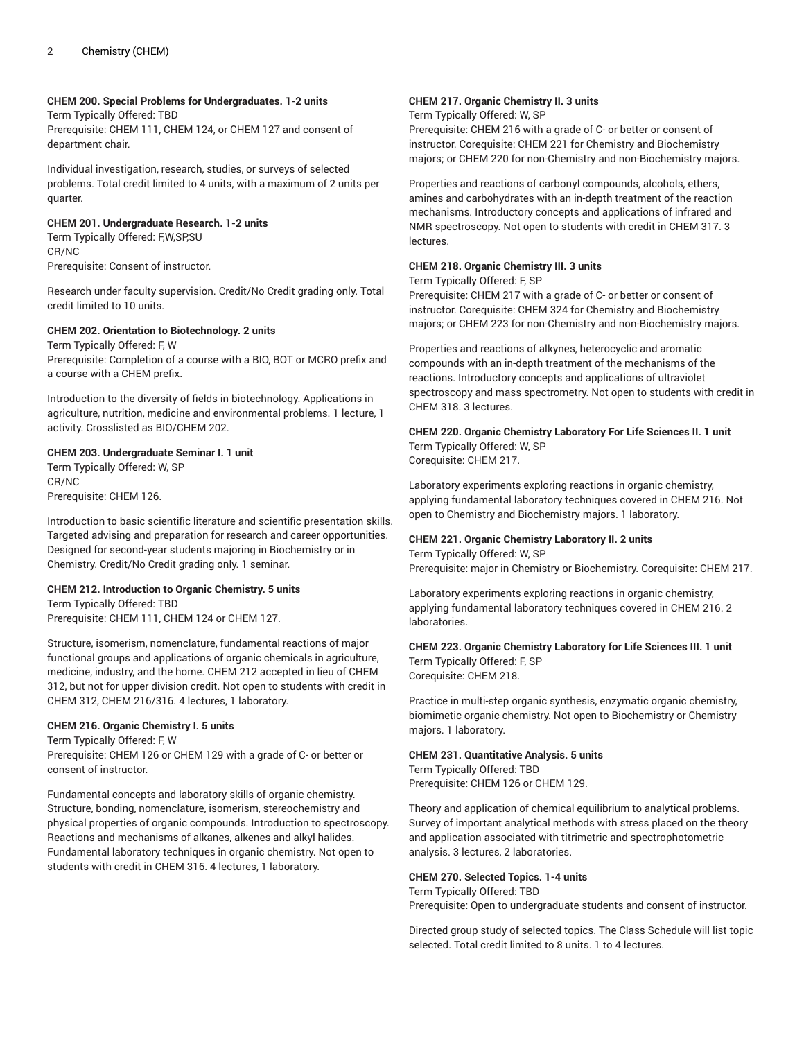**CHEM 200. Special Problems for Undergraduates. 1-2 units**

Term Typically Offered: TBD
Prerequisite: CHEM 111, CHEM 124, or CHEM 127 and consent of department chair.

Individual investigation, research, studies, or surveys of selected problems. Total credit limited to 4 units, with a maximum of 2 units per quarter.

**CHEM 201. Undergraduate Research. 1-2 units**

Term Typically Offered: F,W,SP,SU
CR/NC
Prerequisite: Consent of instructor.

Research under faculty supervision. Credit/No Credit grading only. Total credit limited to 10 units.

**CHEM 202. Orientation to Biotechnology. 2 units**

Term Typically Offered: F, W
Prerequisite: Completion of a course with a BIO, BOT or MCRO prefix and a course with a CHEM prefix.

Introduction to the diversity of fields in biotechnology. Applications in agriculture, nutrition, medicine and environmental problems. 1 lecture, 1 activity. Crosslisted as BIO/CHEM 202.

**CHEM 203. Undergraduate Seminar I. 1 unit**

Term Typically Offered: W, SP
CR/NC
Prerequisite: CHEM 126.

Introduction to basic scientific literature and scientific presentation skills. Targeted advising and preparation for research and career opportunities. Designed for second-year students majoring in Biochemistry or in Chemistry. Credit/No Credit grading only. 1 seminar.

**CHEM 212. Introduction to Organic Chemistry. 5 units**

Term Typically Offered: TBD
Prerequisite: CHEM 111, CHEM 124 or CHEM 127.

Structure, isomerism, nomenclature, fundamental reactions of major functional groups and applications of organic chemicals in agriculture, medicine, industry, and the home. CHEM 212 accepted in lieu of CHEM 312, but not for upper division credit. Not open to students with credit in CHEM 312, CHEM 216/316. 4 lectures, 1 laboratory.

**CHEM 216. Organic Chemistry I. 5 units**

Term Typically Offered: F, W
Prerequisite: CHEM 126 or CHEM 129 with a grade of C- or better or consent of instructor.

Fundamental concepts and laboratory skills of organic chemistry. Structure, bonding, nomenclature, isomerism, stereochemistry and physical properties of organic compounds. Introduction to spectroscopy. Reactions and mechanisms of alkanes, alkenes and alkyl halides. Fundamental laboratory techniques in organic chemistry. Not open to students with credit in CHEM 316. 4 lectures, 1 laboratory.

**CHEM 217. Organic Chemistry II. 3 units**

Term Typically Offered: W, SP
Prerequisite: CHEM 216 with a grade of C- or better or consent of instructor. Corequisite: CHEM 221 for Chemistry and Biochemistry majors; or CHEM 220 for non-Chemistry and non-Biochemistry majors.

Properties and reactions of carbonyl compounds, alcohols, ethers, amines and carbohydrates with an in-depth treatment of the reaction mechanisms. Introductory concepts and applications of infrared and NMR spectroscopy. Not open to students with credit in CHEM 317. 3 lectures.

**CHEM 218. Organic Chemistry III. 3 units**

Term Typically Offered: F, SP
Prerequisite: CHEM 217 with a grade of C- or better or consent of instructor. Corequisite: CHEM 324 for Chemistry and Biochemistry majors; or CHEM 223 for non-Chemistry and non-Biochemistry majors.

Properties and reactions of alkynes, heterocyclic and aromatic compounds with an in-depth treatment of the mechanisms of the reactions. Introductory concepts and applications of ultraviolet spectroscopy and mass spectrometry. Not open to students with credit in CHEM 318. 3 lectures.

**CHEM 220. Organic Chemistry Laboratory For Life Sciences II. 1 unit**

Term Typically Offered: W, SP
Corequisite: CHEM 217.

Laboratory experiments exploring reactions in organic chemistry, applying fundamental laboratory techniques covered in CHEM 216. Not open to Chemistry and Biochemistry majors. 1 laboratory.

**CHEM 221. Organic Chemistry Laboratory II. 2 units**

Term Typically Offered: W, SP
Prerequisite: major in Chemistry or Biochemistry. Corequisite: CHEM 217.

Laboratory experiments exploring reactions in organic chemistry, applying fundamental laboratory techniques covered in CHEM 216. 2 laboratories.

**CHEM 223. Organic Chemistry Laboratory for Life Sciences III. 1 unit**

Term Typically Offered: F, SP
Corequisite: CHEM 218.

Practice in multi-step organic synthesis, enzymatic organic chemistry, biomimetic organic chemistry. Not open to Biochemistry or Chemistry majors. 1 laboratory.

**CHEM 231. Quantitative Analysis. 5 units**

Term Typically Offered: TBD
Prerequisite: CHEM 126 or CHEM 129.

Theory and application of chemical equilibrium to analytical problems. Survey of important analytical methods with stress placed on the theory and application associated with titrimetric and spectrophotometric analysis. 3 lectures, 2 laboratories.

**CHEM 270. Selected Topics. 1-4 units**

Term Typically Offered: TBD
Prerequisite: Open to undergraduate students and consent of instructor.

Directed group study of selected topics. The Class Schedule will list topic selected. Total credit limited to 8 units. 1 to 4 lectures.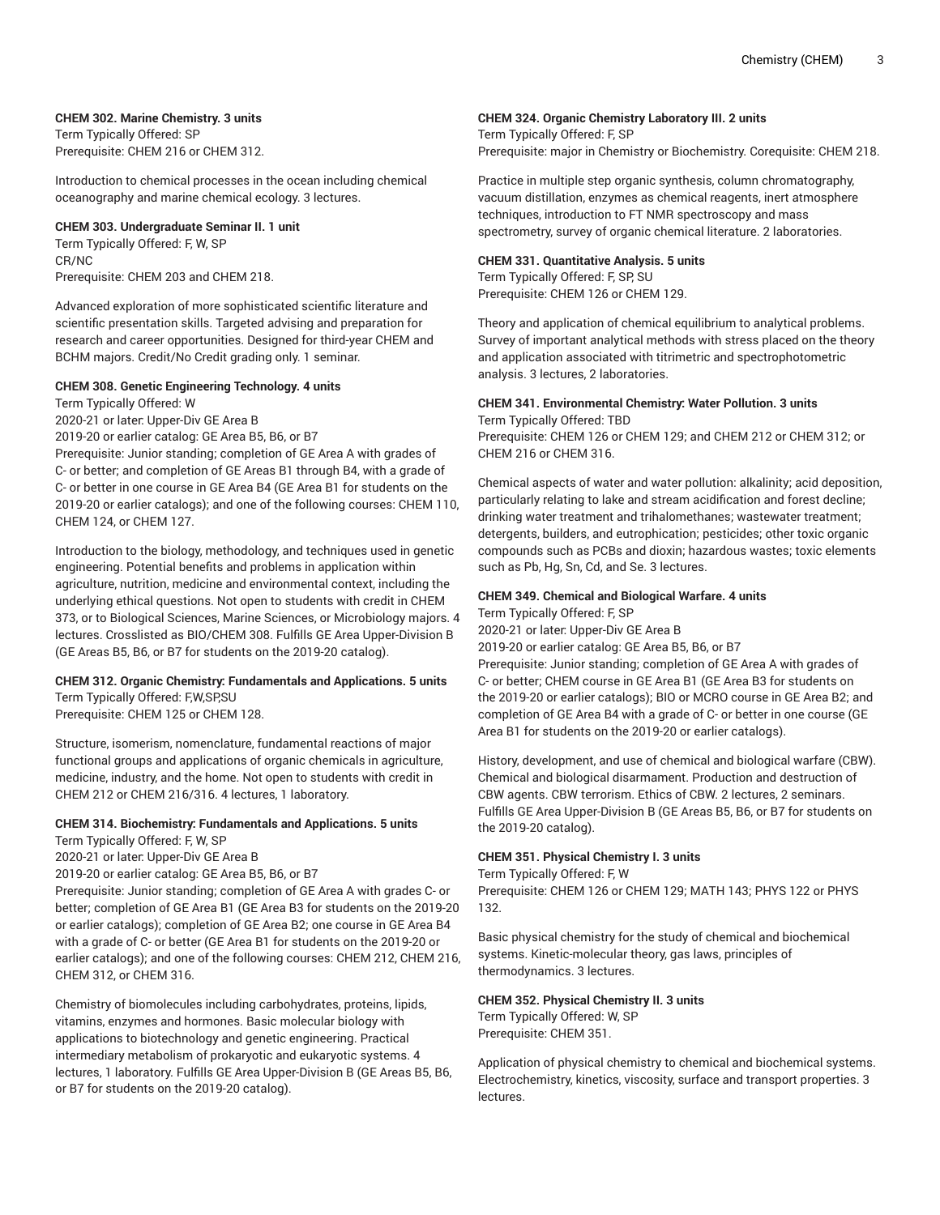**CHEM 302. Marine Chemistry. 3 units**
Term Typically Offered: SP
Prerequisite: CHEM 216 or CHEM 312.

Introduction to chemical processes in the ocean including chemical oceanography and marine chemical ecology. 3 lectures.

**CHEM 303. Undergraduate Seminar II. 1 unit**
Term Typically Offered: F, W, SP
CR/NC
Prerequisite: CHEM 203 and CHEM 218.

Advanced exploration of more sophisticated scientific literature and scientific presentation skills. Targeted advising and preparation for research and career opportunities. Designed for third-year CHEM and BCHM majors. Credit/No Credit grading only. 1 seminar.

**CHEM 308. Genetic Engineering Technology. 4 units**
Term Typically Offered: W
2020-21 or later: Upper-Div GE Area B
2019-20 or earlier catalog: GE Area B5, B6, or B7
Prerequisite: Junior standing; completion of GE Area A with grades of C- or better; and completion of GE Areas B1 through B4, with a grade of C- or better in one course in GE Area B4 (GE Area B1 for students on the 2019-20 or earlier catalogs); and one of the following courses: CHEM 110, CHEM 124, or CHEM 127.

Introduction to the biology, methodology, and techniques used in genetic engineering. Potential benefits and problems in application within agriculture, nutrition, medicine and environmental context, including the underlying ethical questions. Not open to students with credit in CHEM 373, or to Biological Sciences, Marine Sciences, or Microbiology majors. 4 lectures. Crosslisted as BIO/CHEM 308. Fulfills GE Area Upper-Division B (GE Areas B5, B6, or B7 for students on the 2019-20 catalog).

**CHEM 312. Organic Chemistry: Fundamentals and Applications. 5 units**
Term Typically Offered: F,W,SP,SU
Prerequisite: CHEM 125 or CHEM 128.

Structure, isomerism, nomenclature, fundamental reactions of major functional groups and applications of organic chemicals in agriculture, medicine, industry, and the home. Not open to students with credit in CHEM 212 or CHEM 216/316. 4 lectures, 1 laboratory.

**CHEM 314. Biochemistry: Fundamentals and Applications. 5 units**
Term Typically Offered: F, W, SP
2020-21 or later: Upper-Div GE Area B
2019-20 or earlier catalog: GE Area B5, B6, or B7
Prerequisite: Junior standing; completion of GE Area A with grades C- or better; completion of GE Area B1 (GE Area B3 for students on the 2019-20 or earlier catalogs); completion of GE Area B2; one course in GE Area B4 with a grade of C- or better (GE Area B1 for students on the 2019-20 or earlier catalogs); and one of the following courses: CHEM 212, CHEM 216, CHEM 312, or CHEM 316.

Chemistry of biomolecules including carbohydrates, proteins, lipids, vitamins, enzymes and hormones. Basic molecular biology with applications to biotechnology and genetic engineering. Practical intermediary metabolism of prokaryotic and eukaryotic systems. 4 lectures, 1 laboratory. Fulfills GE Area Upper-Division B (GE Areas B5, B6, or B7 for students on the 2019-20 catalog).

**CHEM 324. Organic Chemistry Laboratory III. 2 units**
Term Typically Offered: F, SP
Prerequisite: major in Chemistry or Biochemistry. Corequisite: CHEM 218.

Practice in multiple step organic synthesis, column chromatography, vacuum distillation, enzymes as chemical reagents, inert atmosphere techniques, introduction to FT NMR spectroscopy and mass spectrometry, survey of organic chemical literature. 2 laboratories.

**CHEM 331. Quantitative Analysis. 5 units**
Term Typically Offered: F, SP, SU
Prerequisite: CHEM 126 or CHEM 129.

Theory and application of chemical equilibrium to analytical problems. Survey of important analytical methods with stress placed on the theory and application associated with titrimetric and spectrophotometric analysis. 3 lectures, 2 laboratories.

**CHEM 341. Environmental Chemistry: Water Pollution. 3 units**
Term Typically Offered: TBD
Prerequisite: CHEM 126 or CHEM 129; and CHEM 212 or CHEM 312; or CHEM 216 or CHEM 316.

Chemical aspects of water and water pollution: alkalinity; acid deposition, particularly relating to lake and stream acidification and forest decline; drinking water treatment and trihalomethanes; wastewater treatment; detergents, builders, and eutrophication; pesticides; other toxic organic compounds such as PCBs and dioxin; hazardous wastes; toxic elements such as Pb, Hg, Sn, Cd, and Se. 3 lectures.

**CHEM 349. Chemical and Biological Warfare. 4 units**
Term Typically Offered: F, SP
2020-21 or later: Upper-Div GE Area B
2019-20 or earlier catalog: GE Area B5, B6, or B7
Prerequisite: Junior standing; completion of GE Area A with grades of C- or better; CHEM course in GE Area B1 (GE Area B3 for students on the 2019-20 or earlier catalogs); BIO or MCRO course in GE Area B2; and completion of GE Area B4 with a grade of C- or better in one course (GE Area B1 for students on the 2019-20 or earlier catalogs).

History, development, and use of chemical and biological warfare (CBW). Chemical and biological disarmament. Production and destruction of CBW agents. CBW terrorism. Ethics of CBW. 2 lectures, 2 seminars. Fulfills GE Area Upper-Division B (GE Areas B5, B6, or B7 for students on the 2019-20 catalog).

**CHEM 351. Physical Chemistry I. 3 units**
Term Typically Offered: F, W
Prerequisite: CHEM 126 or CHEM 129; MATH 143; PHYS 122 or PHYS 132.

Basic physical chemistry for the study of chemical and biochemical systems. Kinetic-molecular theory, gas laws, principles of thermodynamics. 3 lectures.

**CHEM 352. Physical Chemistry II. 3 units**
Term Typically Offered: W, SP
Prerequisite: CHEM 351.

Application of physical chemistry to chemical and biochemical systems. Electrochemistry, kinetics, viscosity, surface and transport properties. 3 lectures.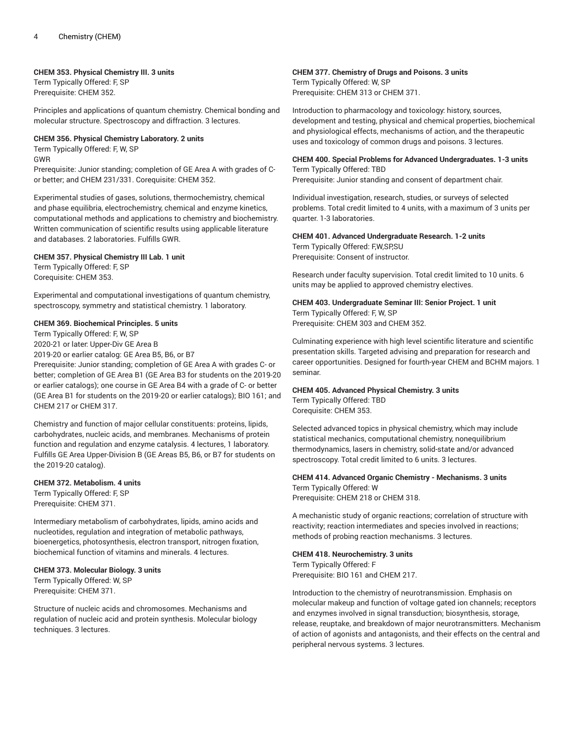**CHEM 353. Physical Chemistry III. 3 units**
Term Typically Offered: F, SP
Prerequisite: CHEM 352.

Principles and applications of quantum chemistry. Chemical bonding and molecular structure. Spectroscopy and diffraction. 3 lectures.

**CHEM 356. Physical Chemistry Laboratory. 2 units**
Term Typically Offered: F, W, SP
GWR
Prerequisite: Junior standing; completion of GE Area A with grades of C- or better; and CHEM 231/331. Corequisite: CHEM 352.

Experimental studies of gases, solutions, thermochemistry, chemical and phase equilibria, electrochemistry, chemical and enzyme kinetics, computational methods and applications to chemistry and biochemistry. Written communication of scientific results using applicable literature and databases. 2 laboratories. Fulfills GWR.

**CHEM 357. Physical Chemistry III Lab. 1 unit**
Term Typically Offered: F, SP
Corequisite: CHEM 353.

Experimental and computational investigations of quantum chemistry, spectroscopy, symmetry and statistical chemistry. 1 laboratory.

**CHEM 369. Biochemical Principles. 5 units**
Term Typically Offered: F, W, SP
2020-21 or later: Upper-Div GE Area B
2019-20 or earlier catalog: GE Area B5, B6, or B7
Prerequisite: Junior standing; completion of GE Area A with grades C- or better; completion of GE Area B1 (GE Area B3 for students on the 2019-20 or earlier catalogs); one course in GE Area B4 with a grade of C- or better (GE Area B1 for students on the 2019-20 or earlier catalogs); BIO 161; and CHEM 217 or CHEM 317.

Chemistry and function of major cellular constituents: proteins, lipids, carbohydrates, nucleic acids, and membranes. Mechanisms of protein function and regulation and enzyme catalysis. 4 lectures, 1 laboratory. Fulfills GE Area Upper-Division B (GE Areas B5, B6, or B7 for students on the 2019-20 catalog).

**CHEM 372. Metabolism. 4 units**
Term Typically Offered: F, SP
Prerequisite: CHEM 371.

Intermediary metabolism of carbohydrates, lipids, amino acids and nucleotides, regulation and integration of metabolic pathways, bioenergetics, photosynthesis, electron transport, nitrogen fixation, biochemical function of vitamins and minerals. 4 lectures.

**CHEM 373. Molecular Biology. 3 units**
Term Typically Offered: W, SP
Prerequisite: CHEM 371.

Structure of nucleic acids and chromosomes. Mechanisms and regulation of nucleic acid and protein synthesis. Molecular biology techniques. 3 lectures.

**CHEM 377. Chemistry of Drugs and Poisons. 3 units**
Term Typically Offered: W, SP
Prerequisite: CHEM 313 or CHEM 371.

Introduction to pharmacology and toxicology: history, sources, development and testing, physical and chemical properties, biochemical and physiological effects, mechanisms of action, and the therapeutic uses and toxicology of common drugs and poisons. 3 lectures.

**CHEM 400. Special Problems for Advanced Undergraduates. 1-3 units**
Term Typically Offered: TBD
Prerequisite: Junior standing and consent of department chair.

Individual investigation, research, studies, or surveys of selected problems. Total credit limited to 4 units, with a maximum of 3 units per quarter. 1-3 laboratories.

**CHEM 401. Advanced Undergraduate Research. 1-2 units**
Term Typically Offered: F,W,SP,SU
Prerequisite: Consent of instructor.

Research under faculty supervision. Total credit limited to 10 units. 6 units may be applied to approved chemistry electives.

**CHEM 403. Undergraduate Seminar III: Senior Project. 1 unit**
Term Typically Offered: F, W, SP
Prerequisite: CHEM 303 and CHEM 352.

Culminating experience with high level scientific literature and scientific presentation skills. Targeted advising and preparation for research and career opportunities. Designed for fourth-year CHEM and BCHM majors. 1 seminar.

**CHEM 405. Advanced Physical Chemistry. 3 units**
Term Typically Offered: TBD
Corequisite: CHEM 353.

Selected advanced topics in physical chemistry, which may include statistical mechanics, computational chemistry, nonequilibrium thermodynamics, lasers in chemistry, solid-state and/or advanced spectroscopy. Total credit limited to 6 units. 3 lectures.

**CHEM 414. Advanced Organic Chemistry - Mechanisms. 3 units**
Term Typically Offered: W
Prerequisite: CHEM 218 or CHEM 318.

A mechanistic study of organic reactions; correlation of structure with reactivity; reaction intermediates and species involved in reactions; methods of probing reaction mechanisms. 3 lectures.

**CHEM 418. Neurochemistry. 3 units**
Term Typically Offered: F
Prerequisite: BIO 161 and CHEM 217.

Introduction to the chemistry of neurotransmission. Emphasis on molecular makeup and function of voltage gated ion channels; receptors and enzymes involved in signal transduction; biosynthesis, storage, release, reuptake, and breakdown of major neurotransmitters. Mechanism of action of agonists and antagonists, and their effects on the central and peripheral nervous systems. 3 lectures.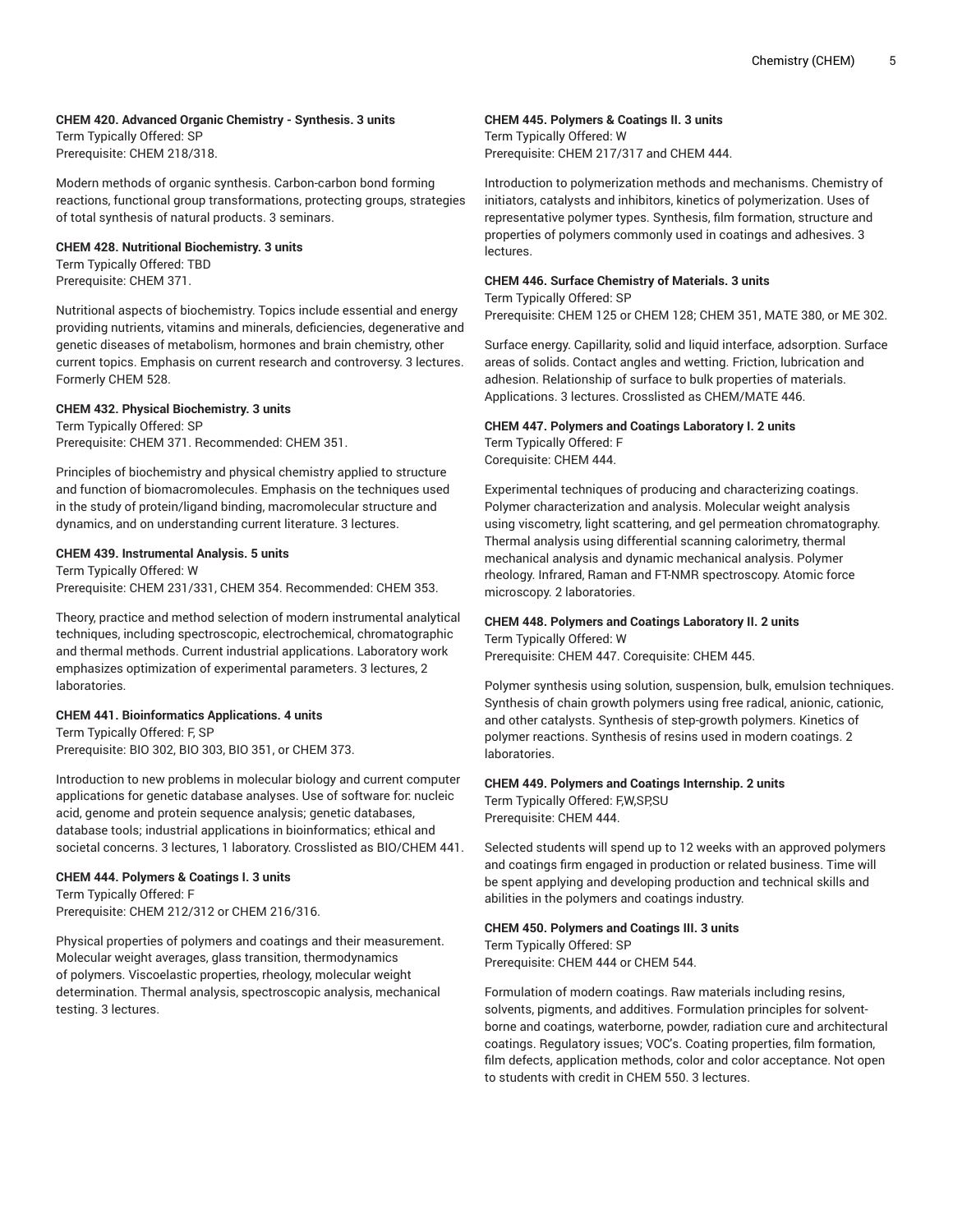**CHEM 420. Advanced Organic Chemistry - Synthesis. 3 units**
Term Typically Offered: SP
Prerequisite: CHEM 218/318.

Modern methods of organic synthesis. Carbon-carbon bond forming reactions, functional group transformations, protecting groups, strategies of total synthesis of natural products. 3 seminars.

**CHEM 428. Nutritional Biochemistry. 3 units**
Term Typically Offered: TBD
Prerequisite: CHEM 371.

Nutritional aspects of biochemistry. Topics include essential and energy providing nutrients, vitamins and minerals, deficiencies, degenerative and genetic diseases of metabolism, hormones and brain chemistry, other current topics. Emphasis on current research and controversy. 3 lectures. Formerly CHEM 528.

**CHEM 432. Physical Biochemistry. 3 units**
Term Typically Offered: SP
Prerequisite: CHEM 371. Recommended: CHEM 351.

Principles of biochemistry and physical chemistry applied to structure and function of biomacromolecules. Emphasis on the techniques used in the study of protein/ligand binding, macromolecular structure and dynamics, and on understanding current literature. 3 lectures.

**CHEM 439. Instrumental Analysis. 5 units**
Term Typically Offered: W
Prerequisite: CHEM 231/331, CHEM 354. Recommended: CHEM 353.

Theory, practice and method selection of modern instrumental analytical techniques, including spectroscopic, electrochemical, chromatographic and thermal methods. Current industrial applications. Laboratory work emphasizes optimization of experimental parameters. 3 lectures, 2 laboratories.

**CHEM 441. Bioinformatics Applications. 4 units**
Term Typically Offered: F, SP
Prerequisite: BIO 302, BIO 303, BIO 351, or CHEM 373.

Introduction to new problems in molecular biology and current computer applications for genetic database analyses. Use of software for: nucleic acid, genome and protein sequence analysis; genetic databases, database tools; industrial applications in bioinformatics; ethical and societal concerns. 3 lectures, 1 laboratory. Crosslisted as BIO/CHEM 441.

**CHEM 444. Polymers & Coatings I. 3 units**
Term Typically Offered: F
Prerequisite: CHEM 212/312 or CHEM 216/316.

Physical properties of polymers and coatings and their measurement. Molecular weight averages, glass transition, thermodynamics of polymers. Viscoelastic properties, rheology, molecular weight determination. Thermal analysis, spectroscopic analysis, mechanical testing. 3 lectures.

**CHEM 445. Polymers & Coatings II. 3 units**
Term Typically Offered: W
Prerequisite: CHEM 217/317 and CHEM 444.

Introduction to polymerization methods and mechanisms. Chemistry of initiators, catalysts and inhibitors, kinetics of polymerization. Uses of representative polymer types. Synthesis, film formation, structure and properties of polymers commonly used in coatings and adhesives. 3 lectures.

**CHEM 446. Surface Chemistry of Materials. 3 units**
Term Typically Offered: SP
Prerequisite: CHEM 125 or CHEM 128; CHEM 351, MATE 380, or ME 302.

Surface energy. Capillarity, solid and liquid interface, adsorption. Surface areas of solids. Contact angles and wetting. Friction, lubrication and adhesion. Relationship of surface to bulk properties of materials. Applications. 3 lectures. Crosslisted as CHEM/MATE 446.

**CHEM 447. Polymers and Coatings Laboratory I. 2 units**
Term Typically Offered: F
Corequisite: CHEM 444.

Experimental techniques of producing and characterizing coatings. Polymer characterization and analysis. Molecular weight analysis using viscometry, light scattering, and gel permeation chromatography. Thermal analysis using differential scanning calorimetry, thermal mechanical analysis and dynamic mechanical analysis. Polymer rheology. Infrared, Raman and FT-NMR spectroscopy. Atomic force microscopy. 2 laboratories.

**CHEM 448. Polymers and Coatings Laboratory II. 2 units**
Term Typically Offered: W
Prerequisite: CHEM 447. Corequisite: CHEM 445.

Polymer synthesis using solution, suspension, bulk, emulsion techniques. Synthesis of chain growth polymers using free radical, anionic, cationic, and other catalysts. Synthesis of step-growth polymers. Kinetics of polymer reactions. Synthesis of resins used in modern coatings. 2 laboratories.

**CHEM 449. Polymers and Coatings Internship. 2 units**
Term Typically Offered: F,W,SP,SU
Prerequisite: CHEM 444.

Selected students will spend up to 12 weeks with an approved polymers and coatings firm engaged in production or related business. Time will be spent applying and developing production and technical skills and abilities in the polymers and coatings industry.

**CHEM 450. Polymers and Coatings III. 3 units**
Term Typically Offered: SP
Prerequisite: CHEM 444 or CHEM 544.

Formulation of modern coatings. Raw materials including resins, solvents, pigments, and additives. Formulation principles for solvent-borne and coatings, waterborne, powder, radiation cure and architectural coatings. Regulatory issues; VOC's. Coating properties, film formation, film defects, application methods, color and color acceptance. Not open to students with credit in CHEM 550. 3 lectures.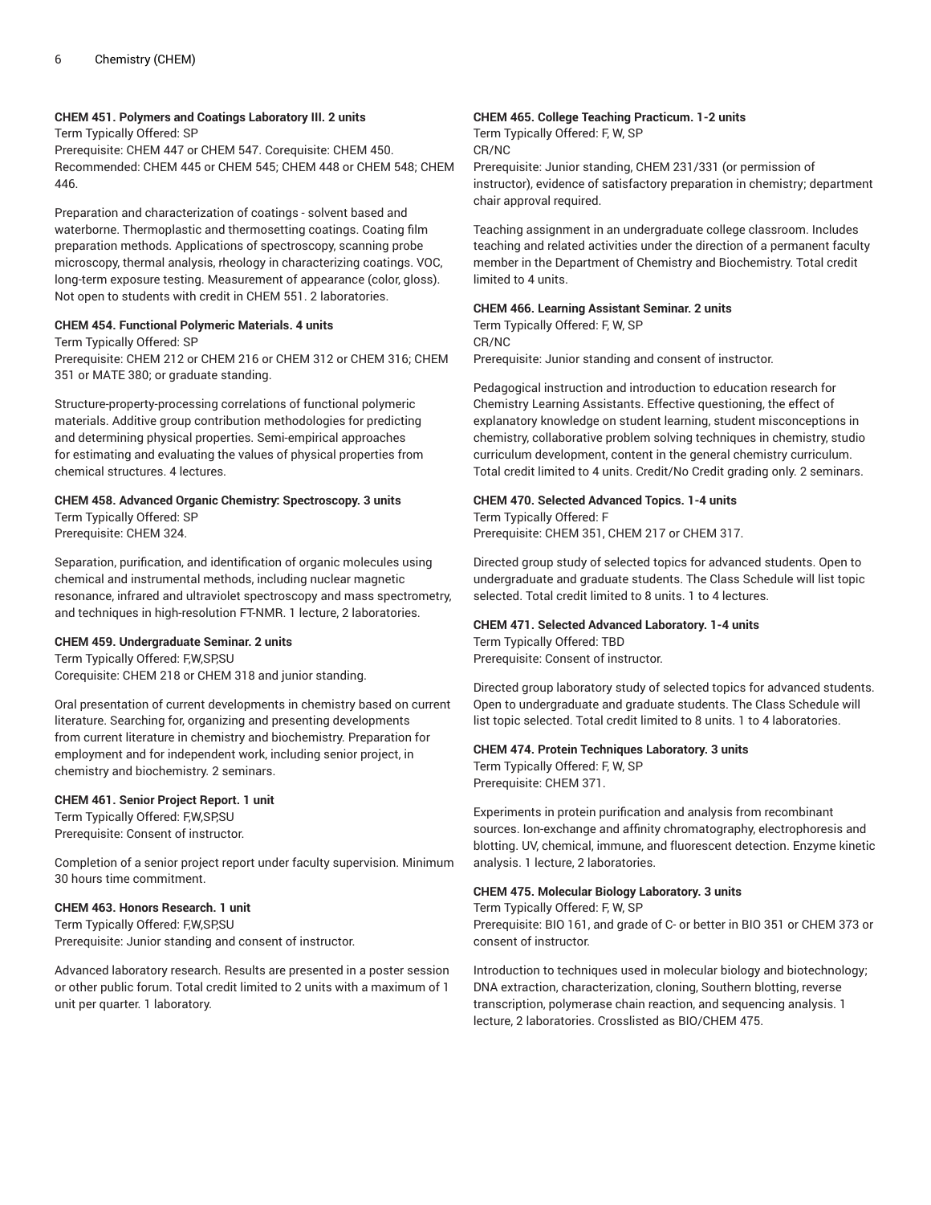**CHEM 451. Polymers and Coatings Laboratory III. 2 units**

Term Typically Offered: SP

Prerequisite: CHEM 447 or CHEM 547. Corequisite: CHEM 450. Recommended: CHEM 445 or CHEM 545; CHEM 448 or CHEM 548; CHEM 446.

Preparation and characterization of coatings - solvent based and waterborne. Thermoplastic and thermosetting coatings. Coating film preparation methods. Applications of spectroscopy, scanning probe microscopy, thermal analysis, rheology in characterizing coatings. VOC, long-term exposure testing. Measurement of appearance (color, gloss). Not open to students with credit in CHEM 551. 2 laboratories.

**CHEM 454. Functional Polymeric Materials. 4 units**

Term Typically Offered: SP

Prerequisite: CHEM 212 or CHEM 216 or CHEM 312 or CHEM 316; CHEM 351 or MATE 380; or graduate standing.

Structure-property-processing correlations of functional polymeric materials. Additive group contribution methodologies for predicting and determining physical properties. Semi-empirical approaches for estimating and evaluating the values of physical properties from chemical structures. 4 lectures.

**CHEM 458. Advanced Organic Chemistry: Spectroscopy. 3 units**

Term Typically Offered: SP

Prerequisite: CHEM 324.

Separation, purification, and identification of organic molecules using chemical and instrumental methods, including nuclear magnetic resonance, infrared and ultraviolet spectroscopy and mass spectrometry, and techniques in high-resolution FT-NMR. 1 lecture, 2 laboratories.

**CHEM 459. Undergraduate Seminar. 2 units**

Term Typically Offered: F,W,SP,SU

Corequisite: CHEM 218 or CHEM 318 and junior standing.

Oral presentation of current developments in chemistry based on current literature. Searching for, organizing and presenting developments from current literature in chemistry and biochemistry. Preparation for employment and for independent work, including senior project, in chemistry and biochemistry. 2 seminars.

**CHEM 461. Senior Project Report. 1 unit**

Term Typically Offered: F,W,SP,SU

Prerequisite: Consent of instructor.

Completion of a senior project report under faculty supervision. Minimum 30 hours time commitment.

**CHEM 463. Honors Research. 1 unit**

Term Typically Offered: F,W,SP,SU

Prerequisite: Junior standing and consent of instructor.

Advanced laboratory research. Results are presented in a poster session or other public forum. Total credit limited to 2 units with a maximum of 1 unit per quarter. 1 laboratory.

**CHEM 465. College Teaching Practicum. 1-2 units**

Term Typically Offered: F, W, SP

CR/NC

Prerequisite: Junior standing, CHEM 231/331 (or permission of instructor), evidence of satisfactory preparation in chemistry; department chair approval required.

Teaching assignment in an undergraduate college classroom. Includes teaching and related activities under the direction of a permanent faculty member in the Department of Chemistry and Biochemistry. Total credit limited to 4 units.

**CHEM 466. Learning Assistant Seminar. 2 units**

Term Typically Offered: F, W, SP

CR/NC

Prerequisite: Junior standing and consent of instructor.

Pedagogical instruction and introduction to education research for Chemistry Learning Assistants. Effective questioning, the effect of explanatory knowledge on student learning, student misconceptions in chemistry, collaborative problem solving techniques in chemistry, studio curriculum development, content in the general chemistry curriculum. Total credit limited to 4 units. Credit/No Credit grading only. 2 seminars.

**CHEM 470. Selected Advanced Topics. 1-4 units**

Term Typically Offered: F

Prerequisite: CHEM 351, CHEM 217 or CHEM 317.

Directed group study of selected topics for advanced students. Open to undergraduate and graduate students. The Class Schedule will list topic selected. Total credit limited to 8 units. 1 to 4 lectures.

**CHEM 471. Selected Advanced Laboratory. 1-4 units**

Term Typically Offered: TBD

Prerequisite: Consent of instructor.

Directed group laboratory study of selected topics for advanced students. Open to undergraduate and graduate students. The Class Schedule will list topic selected. Total credit limited to 8 units. 1 to 4 laboratories.

**CHEM 474. Protein Techniques Laboratory. 3 units**

Term Typically Offered: F, W, SP

Prerequisite: CHEM 371.

Experiments in protein purification and analysis from recombinant sources. Ion-exchange and affinity chromatography, electrophoresis and blotting. UV, chemical, immune, and fluorescent detection. Enzyme kinetic analysis. 1 lecture, 2 laboratories.

**CHEM 475. Molecular Biology Laboratory. 3 units**

Term Typically Offered: F, W, SP

Prerequisite: BIO 161, and grade of C- or better in BIO 351 or CHEM 373 or consent of instructor.

Introduction to techniques used in molecular biology and biotechnology; DNA extraction, characterization, cloning, Southern blotting, reverse transcription, polymerase chain reaction, and sequencing analysis. 1 lecture, 2 laboratories. Crosslisted as BIO/CHEM 475.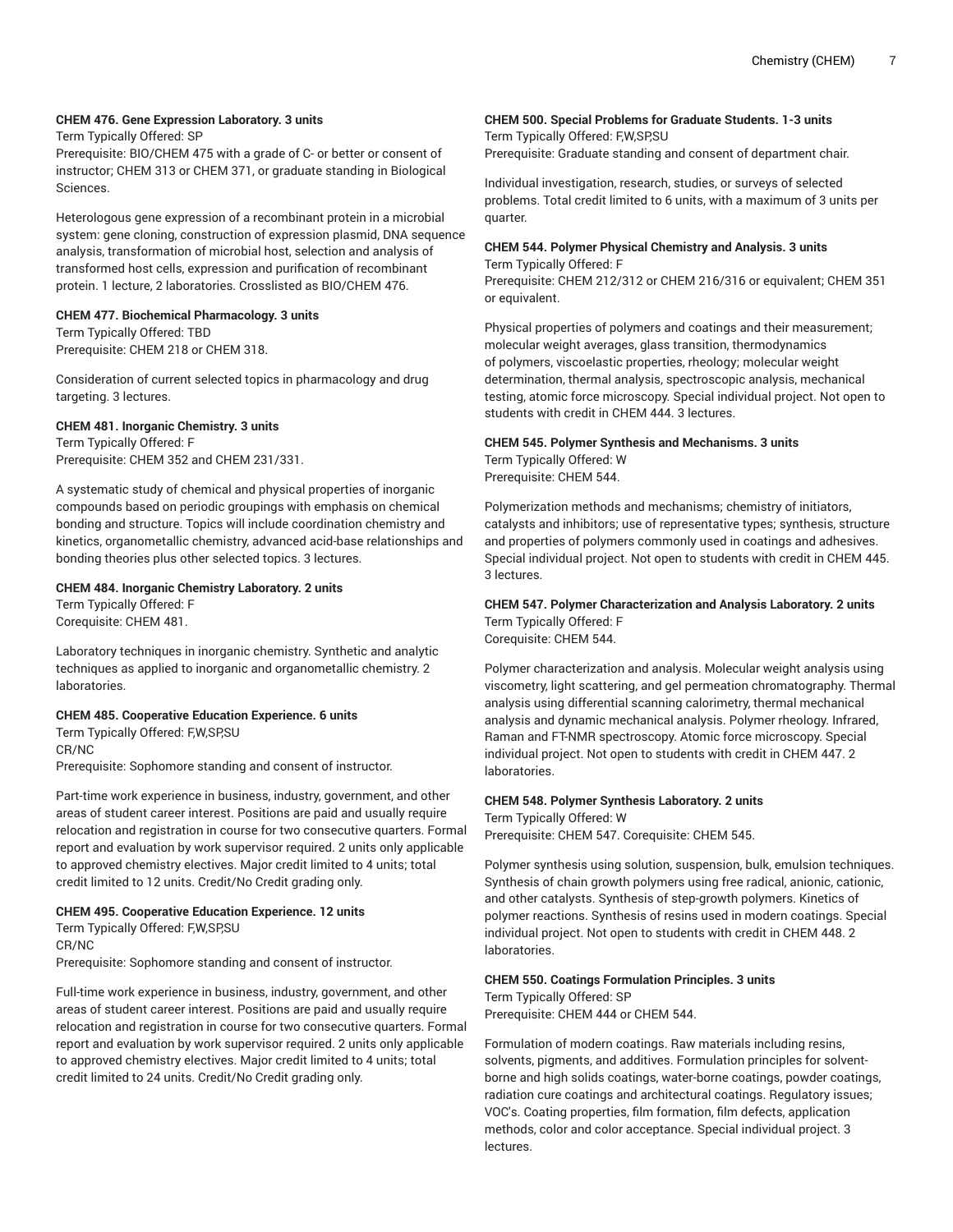**CHEM 476. Gene Expression Laboratory. 3 units**

Term Typically Offered: SP

Prerequisite: BIO/CHEM 475 with a grade of C- or better or consent of instructor; CHEM 313 or CHEM 371, or graduate standing in Biological Sciences.

Heterologous gene expression of a recombinant protein in a microbial system: gene cloning, construction of expression plasmid, DNA sequence analysis, transformation of microbial host, selection and analysis of transformed host cells, expression and purification of recombinant protein. 1 lecture, 2 laboratories. Crosslisted as BIO/CHEM 476.

**CHEM 477. Biochemical Pharmacology. 3 units**

Term Typically Offered: TBD

Prerequisite: CHEM 218 or CHEM 318.

Consideration of current selected topics in pharmacology and drug targeting. 3 lectures.

**CHEM 481. Inorganic Chemistry. 3 units**

Term Typically Offered: F

Prerequisite: CHEM 352 and CHEM 231/331.

A systematic study of chemical and physical properties of inorganic compounds based on periodic groupings with emphasis on chemical bonding and structure. Topics will include coordination chemistry and kinetics, organometallic chemistry, advanced acid-base relationships and bonding theories plus other selected topics. 3 lectures.

**CHEM 484. Inorganic Chemistry Laboratory. 2 units**

Term Typically Offered: F

Corequisite: CHEM 481.

Laboratory techniques in inorganic chemistry. Synthetic and analytic techniques as applied to inorganic and organometallic chemistry. 2 laboratories.

**CHEM 485. Cooperative Education Experience. 6 units**

Term Typically Offered: F,W,SP,SU

CR/NC

Prerequisite: Sophomore standing and consent of instructor.

Part-time work experience in business, industry, government, and other areas of student career interest. Positions are paid and usually require relocation and registration in course for two consecutive quarters. Formal report and evaluation by work supervisor required. 2 units only applicable to approved chemistry electives. Major credit limited to 4 units; total credit limited to 12 units. Credit/No Credit grading only.

**CHEM 495. Cooperative Education Experience. 12 units**

Term Typically Offered: F,W,SP,SU

CR/NC

Prerequisite: Sophomore standing and consent of instructor.

Full-time work experience in business, industry, government, and other areas of student career interest. Positions are paid and usually require relocation and registration in course for two consecutive quarters. Formal report and evaluation by work supervisor required. 2 units only applicable to approved chemistry electives. Major credit limited to 4 units; total credit limited to 24 units. Credit/No Credit grading only.

**CHEM 500. Special Problems for Graduate Students. 1-3 units**

Term Typically Offered: F,W,SP,SU

Prerequisite: Graduate standing and consent of department chair.

Individual investigation, research, studies, or surveys of selected problems. Total credit limited to 6 units, with a maximum of 3 units per quarter.

**CHEM 544. Polymer Physical Chemistry and Analysis. 3 units**

Term Typically Offered: F

Prerequisite: CHEM 212/312 or CHEM 216/316 or equivalent; CHEM 351 or equivalent.

Physical properties of polymers and coatings and their measurement; molecular weight averages, glass transition, thermodynamics of polymers, viscoelastic properties, rheology; molecular weight determination, thermal analysis, spectroscopic analysis, mechanical testing, atomic force microscopy. Special individual project. Not open to students with credit in CHEM 444. 3 lectures.

**CHEM 545. Polymer Synthesis and Mechanisms. 3 units**

Term Typically Offered: W

Prerequisite: CHEM 544.

Polymerization methods and mechanisms; chemistry of initiators, catalysts and inhibitors; use of representative types; synthesis, structure and properties of polymers commonly used in coatings and adhesives. Special individual project. Not open to students with credit in CHEM 445. 3 lectures.

**CHEM 547. Polymer Characterization and Analysis Laboratory. 2 units**

Term Typically Offered: F

Corequisite: CHEM 544.

Polymer characterization and analysis. Molecular weight analysis using viscometry, light scattering, and gel permeation chromatography. Thermal analysis using differential scanning calorimetry, thermal mechanical analysis and dynamic mechanical analysis. Polymer rheology. Infrared, Raman and FT-NMR spectroscopy. Atomic force microscopy. Special individual project. Not open to students with credit in CHEM 447. 2 laboratories.

**CHEM 548. Polymer Synthesis Laboratory. 2 units**

Term Typically Offered: W

Prerequisite: CHEM 547. Corequisite: CHEM 545.

Polymer synthesis using solution, suspension, bulk, emulsion techniques. Synthesis of chain growth polymers using free radical, anionic, cationic, and other catalysts. Synthesis of step-growth polymers. Kinetics of polymer reactions. Synthesis of resins used in modern coatings. Special individual project. Not open to students with credit in CHEM 448. 2 laboratories.

**CHEM 550. Coatings Formulation Principles. 3 units**

Term Typically Offered: SP

Prerequisite: CHEM 444 or CHEM 544.

Formulation of modern coatings. Raw materials including resins, solvents, pigments, and additives. Formulation principles for solvent-borne and high solids coatings, water-borne coatings, powder coatings, radiation cure coatings and architectural coatings. Regulatory issues; VOC's. Coating properties, film formation, film defects, application methods, color and color acceptance. Special individual project. 3 lectures.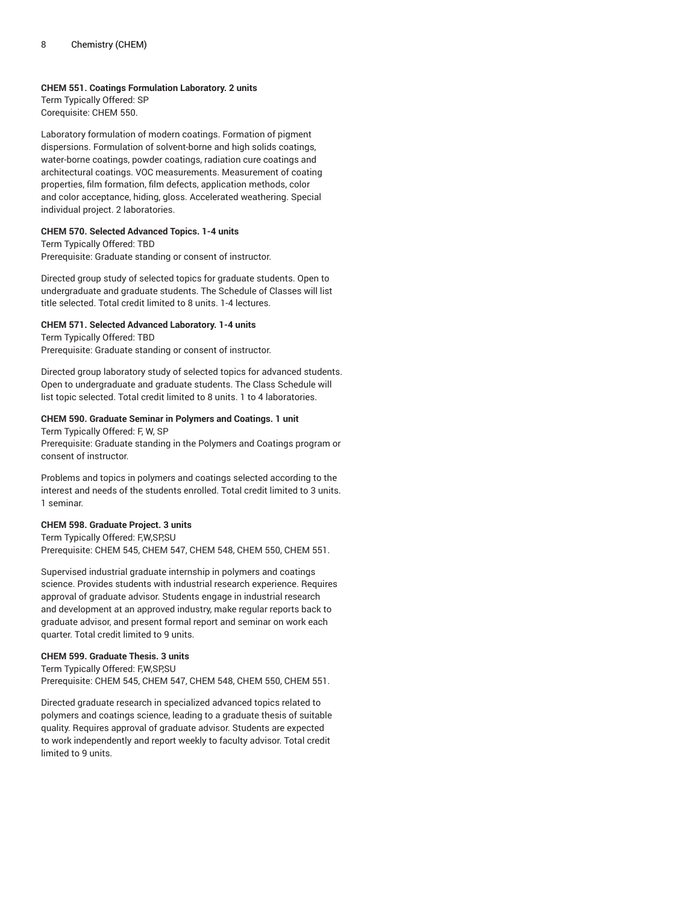**CHEM 551. Coatings Formulation Laboratory. 2 units**
Term Typically Offered: SP
Corequisite: CHEM 550.

Laboratory formulation of modern coatings. Formation of pigment dispersions. Formulation of solvent-borne and high solids coatings, water-borne coatings, powder coatings, radiation cure coatings and architectural coatings. VOC measurements. Measurement of coating properties, film formation, film defects, application methods, color and color acceptance, hiding, gloss. Accelerated weathering. Special individual project. 2 laboratories.

**CHEM 570. Selected Advanced Topics. 1-4 units**
Term Typically Offered: TBD
Prerequisite: Graduate standing or consent of instructor.

Directed group study of selected topics for graduate students. Open to undergraduate and graduate students. The Schedule of Classes will list title selected. Total credit limited to 8 units. 1-4 lectures.

**CHEM 571. Selected Advanced Laboratory. 1-4 units**
Term Typically Offered: TBD
Prerequisite: Graduate standing or consent of instructor.

Directed group laboratory study of selected topics for advanced students. Open to undergraduate and graduate students. The Class Schedule will list topic selected. Total credit limited to 8 units. 1 to 4 laboratories.

**CHEM 590. Graduate Seminar in Polymers and Coatings. 1 unit**
Term Typically Offered: F, W, SP
Prerequisite: Graduate standing in the Polymers and Coatings program or consent of instructor.

Problems and topics in polymers and coatings selected according to the interest and needs of the students enrolled. Total credit limited to 3 units. 1 seminar.

**CHEM 598. Graduate Project. 3 units**
Term Typically Offered: F,W,SP,SU
Prerequisite: CHEM 545, CHEM 547, CHEM 548, CHEM 550, CHEM 551.

Supervised industrial graduate internship in polymers and coatings science. Provides students with industrial research experience. Requires approval of graduate advisor. Students engage in industrial research and development at an approved industry, make regular reports back to graduate advisor, and present formal report and seminar on work each quarter. Total credit limited to 9 units.

**CHEM 599. Graduate Thesis. 3 units**
Term Typically Offered: F,W,SP,SU
Prerequisite: CHEM 545, CHEM 547, CHEM 548, CHEM 550, CHEM 551.

Directed graduate research in specialized advanced topics related to polymers and coatings science, leading to a graduate thesis of suitable quality. Requires approval of graduate advisor. Students are expected to work independently and report weekly to faculty advisor. Total credit limited to 9 units.